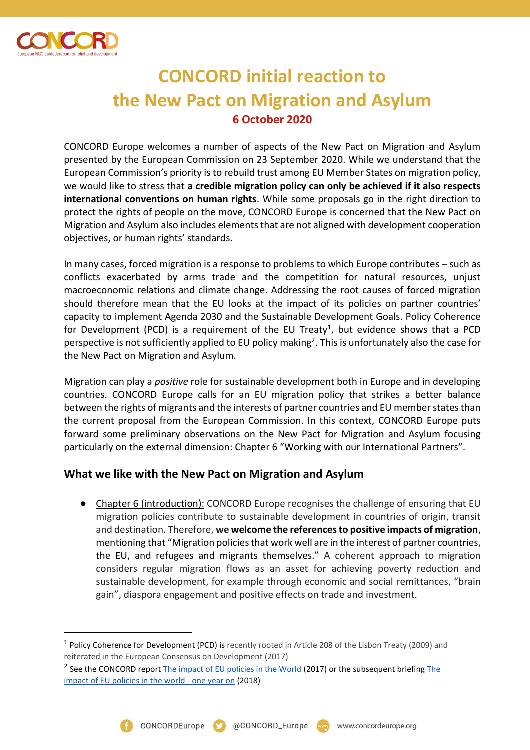# CONCORD initial reaction to the New Pact on Migration and Asylum

**6 October 2020**

CONCORD Europe welcomes a number of aspects of the New Pact on Migration and Asylum presented by the European Commission on 23 September 2020. While we understand that the European Commission's priority is to rebuild trust among EU Member States on migration policy, we would like to stress that **a credible migration policy can only be achieved if it also respects international conventions on human rights**. While some proposals go in the right direction to protect the rights of people on the move, CONCORD Europe is concerned that the New Pact on Migration and Asylum also includes elements that are not aligned with development cooperation objectives, or human rights' standards.

In many cases, forced migration is a response to problems to which Europe contributes – such as conflicts exacerbated by arms trade and the competition for natural resources, unjust macroeconomic relations and climate change. Addressing the root causes of forced migration should therefore mean that the EU looks at the impact of its policies on partner countries' capacity to implement Agenda 2030 and the Sustainable Development Goals. Policy Coherence for Development (PCD) is a requirement of the EU Treaty[1], but evidence shows that a PCD perspective is not sufficiently applied to EU policy making[2]. This is unfortunately also the case for the New Pact on Migration and Asylum.

Migration can play a *positive* role for sustainable development both in Europe and in developing countries. CONCORD Europe calls for an EU migration policy that strikes a better balance between the rights of migrants and the interests of partner countries and EU member states than the current proposal from the European Commission. In this context, CONCORD Europe puts forward some preliminary observations on the New Pact for Migration and Asylum focusing particularly on the external dimension: Chapter 6 "Working with our International Partners".

## What we like with the New Pact on Migration and Asylum

- Chapter 6 (introduction): CONCORD Europe recognises the challenge of ensuring that EU migration policies contribute to sustainable development in countries of origin, transit and destination. Therefore, we **welcome the references to positive impacts of migration**, mentioning that "Migration policies that work well are in the interest of partner countries, the EU, and refugees and migrants themselves." A coherent approach to migration considers regular migration flows as an asset for achieving poverty reduction and sustainable development, for example through economic and social remittances, "brain gain", diaspora engagement and positive effects on trade and investment.

---

[1] Policy Coherence for Development (PCD) is recently rooted in Article 208 of the Lisbon Treaty (2009) and reiterated in the European Consensus on Development (2017)

[2] See the CONCORD report The impact of EU policies in the World (2017) or the subsequent briefing The impact of EU policies in the world - one year on (2018)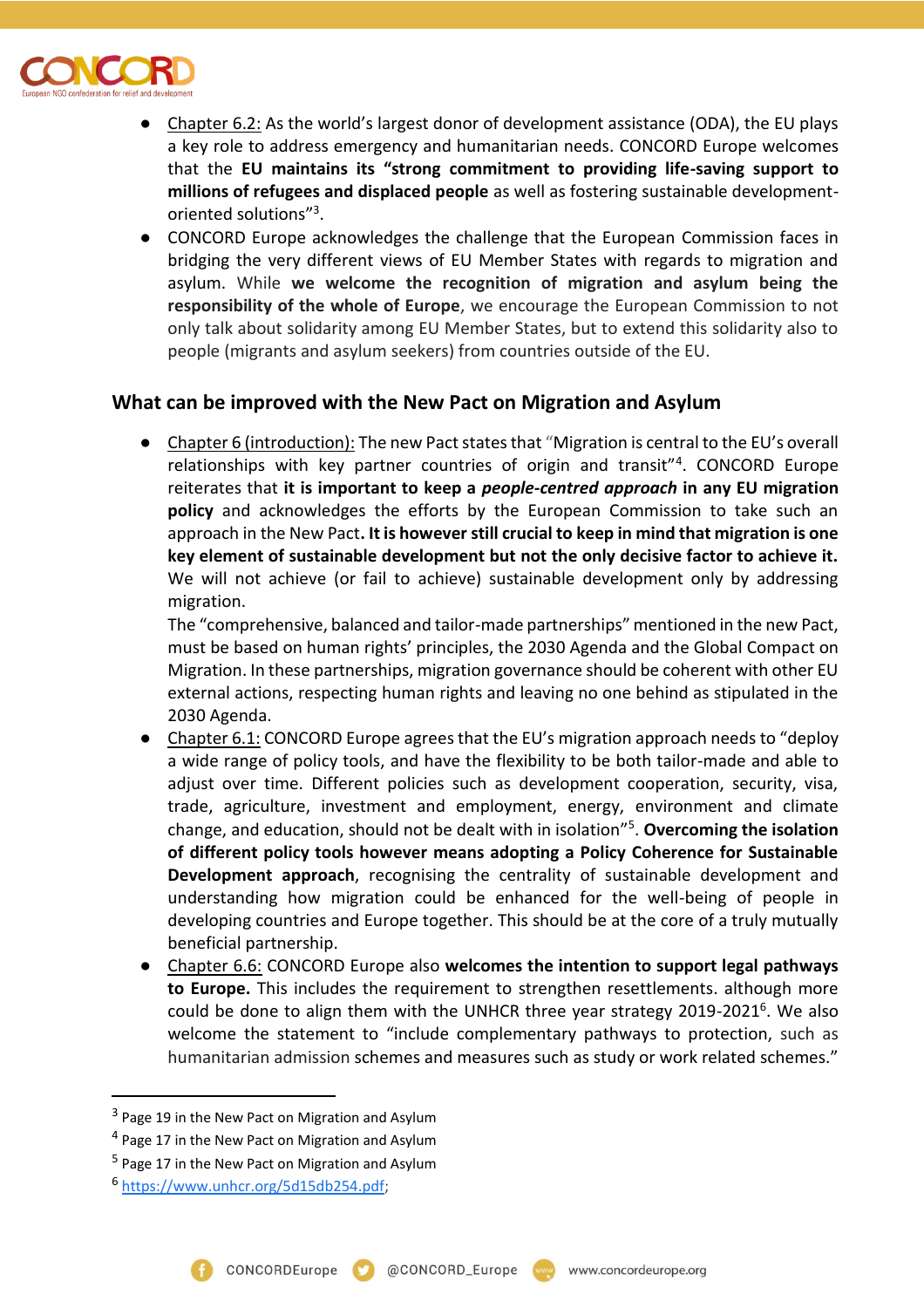- Chapter 6.2: As the world's largest donor of development assistance (ODA), the EU plays a key role to address emergency and humanitarian needs. CONCORD Europe welcomes that the **EU maintains its "strong commitment to providing life-saving support to millions of refugees and displaced people** as well as fostering sustainable development-oriented solutions"[3].
- CONCORD Europe acknowledges the challenge that the European Commission faces in bridging the very different views of EU Member States with regards to migration and asylum. While **we welcome the recognition of migration and asylum being the responsibility of the whole of Europe**, we encourage the European Commission to not only talk about solidarity among EU Member States, but to extend this solidarity also to people (migrants and asylum seekers) from countries outside of the EU.

## What can be improved with the New Pact on Migration and Asylum

- Chapter 6 (introduction): The new Pact states that "Migration is central to the EU's overall relationships with key partner countries of origin and transit"[4]. CONCORD Europe reiterates that **it is important to keep a *people-centred approach* in any EU migration policy** and acknowledges the efforts by the European Commission to take such an approach in the New Pact**. It is however still crucial to keep in mind that migration is one key element of sustainable development but not the only decisive factor to achieve it.** We will not achieve (or fail to achieve) sustainable development only by addressing migration.

  The "comprehensive, balanced and tailor-made partnerships" mentioned in the new Pact, must be based on human rights' principles, the 2030 Agenda and the Global Compact on Migration. In these partnerships, migration governance should be coherent with other EU external actions, respecting human rights and leaving no one behind as stipulated in the 2030 Agenda.
- Chapter 6.1: CONCORD Europe agrees that the EU's migration approach needs to "deploy a wide range of policy tools, and have the flexibility to be both tailor-made and able to adjust over time. Different policies such as development cooperation, security, visa, trade, agriculture, investment and employment, energy, environment and climate change, and education, should not be dealt with in isolation"[5]. **Overcoming the isolation of different policy tools however means adopting a Policy Coherence for Sustainable Development approach**, recognising the centrality of sustainable development and understanding how migration could be enhanced for the well-being of people in developing countries and Europe together. This should be at the core of a truly mutually beneficial partnership.
- Chapter 6.6: CONCORD Europe also **welcomes the intention to support legal pathways to Europe.** This includes the requirement to strengthen resettlements. although more could be done to align them with the UNHCR three year strategy 2019-2021[6]. We also welcome the statement to "include complementary pathways to protection, such as humanitarian admission schemes and measures such as study or work related schemes."

---

[3] Page 19 in the New Pact on Migration and Asylum

[4] Page 17 in the New Pact on Migration and Asylum

[5] Page 17 in the New Pact on Migration and Asylum

[6] https://www.unhcr.org/5d15db254.pdf;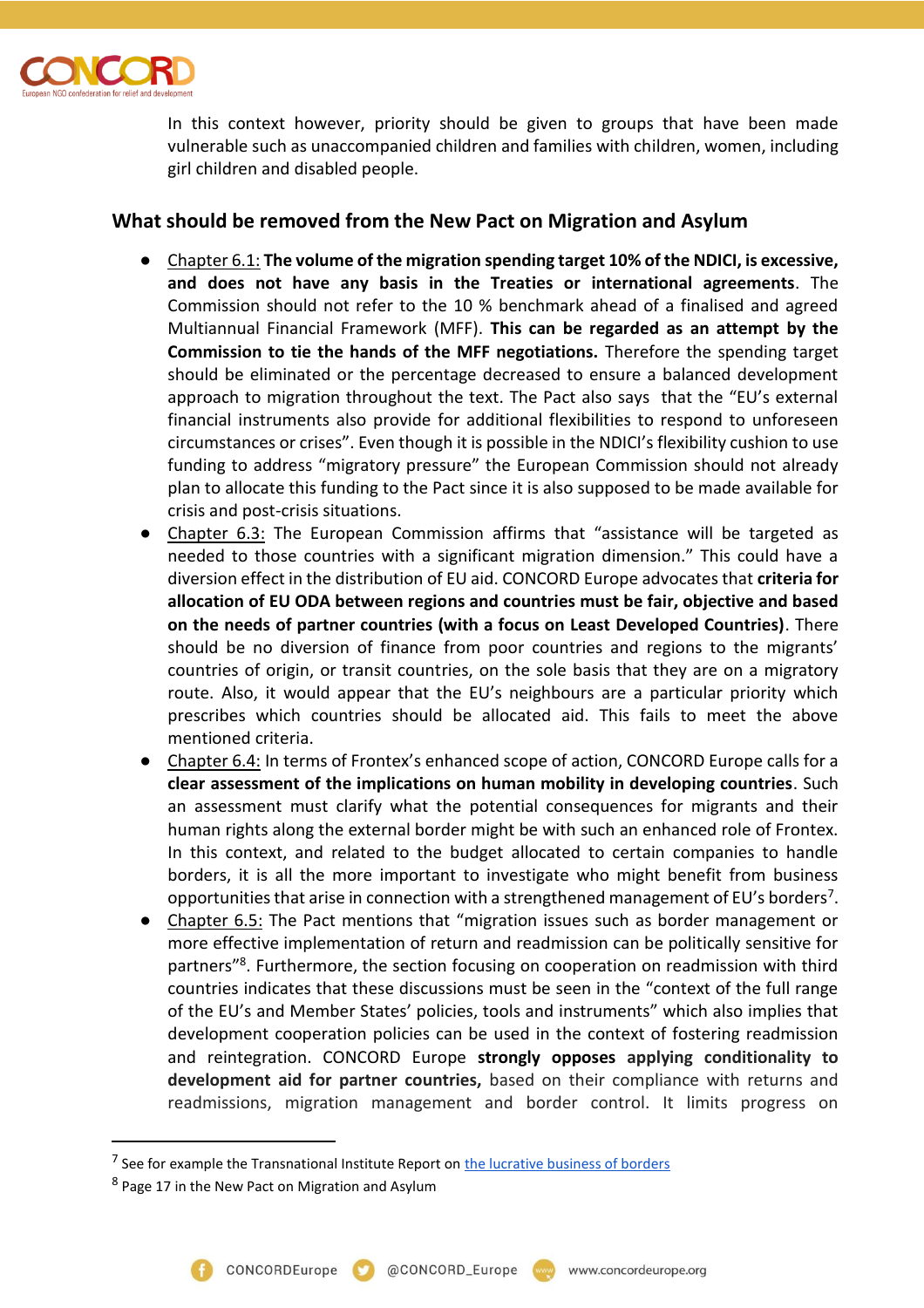In this context however, priority should be given to groups that have been made vulnerable such as unaccompanied children and families with children, women, including girl children and disabled people.

## What should be removed from the New Pact on Migration and Asylum

- Chapter 6.1: **The volume of the migration spending target 10% of the NDICI, is excessive, and does not have any basis in the Treaties or international agreements**. The Commission should not refer to the 10 % benchmark ahead of a finalised and agreed Multiannual Financial Framework (MFF). **This can be regarded as an attempt by the Commission to tie the hands of the MFF negotiations.** Therefore the spending target should be eliminated or the percentage decreased to ensure a balanced development approach to migration throughout the text. The Pact also says that the "EU's external financial instruments also provide for additional flexibilities to respond to unforeseen circumstances or crises". Even though it is possible in the NDICI's flexibility cushion to use funding to address "migratory pressure" the European Commission should not already plan to allocate this funding to the Pact since it is also supposed to be made available for crisis and post-crisis situations.
- Chapter 6.3: The European Commission affirms that "assistance will be targeted as needed to those countries with a significant migration dimension." This could have a diversion effect in the distribution of EU aid. CONCORD Europe advocates that **criteria for allocation of EU ODA between regions and countries must be fair, objective and based on the needs of partner countries (with a focus on Least Developed Countries)**. There should be no diversion of finance from poor countries and regions to the migrants' countries of origin, or transit countries, on the sole basis that they are on a migratory route. Also, it would appear that the EU's neighbours are a particular priority which prescribes which countries should be allocated aid. This fails to meet the above mentioned criteria.
- Chapter 6.4: In terms of Frontex's enhanced scope of action, CONCORD Europe calls for a **clear assessment of the implications on human mobility in developing countries**. Such an assessment must clarify what the potential consequences for migrants and their human rights along the external border might be with such an enhanced role of Frontex. In this context, and related to the budget allocated to certain companies to handle borders, it is all the more important to investigate who might benefit from business opportunities that arise in connection with a strengthened management of EU's borders[7].
- Chapter 6.5: The Pact mentions that "migration issues such as border management or more effective implementation of return and readmission can be politically sensitive for partners"[8]. Furthermore, the section focusing on cooperation on readmission with third countries indicates that these discussions must be seen in the "context of the full range of the EU's and Member States' policies, tools and instruments" which also implies that development cooperation policies can be used in the context of fostering readmission and reintegration. CONCORD Europe **strongly opposes applying conditionality to development aid for partner countries,** based on their compliance with returns and readmissions, migration management and border control. It limits progress on

---

[7] See for example the Transnational Institute Report on the lucrative business of borders

[8] Page 17 in the New Pact on Migration and Asylum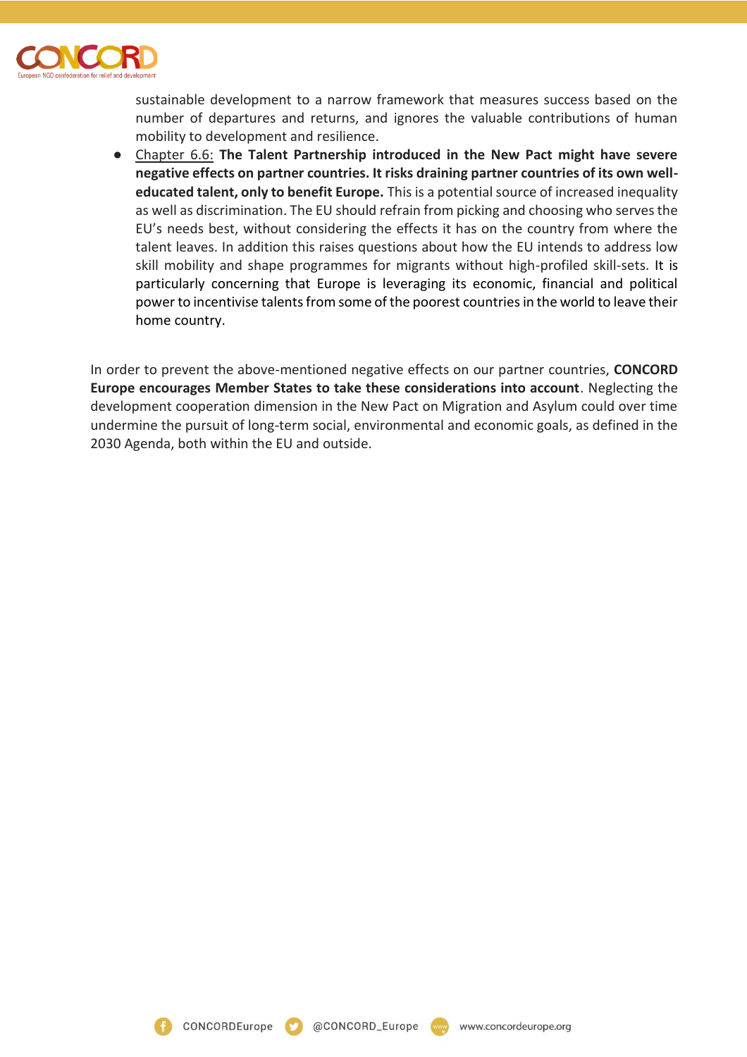sustainable development to a narrow framework that measures success based on the number of departures and returns, and ignores the valuable contributions of human mobility to development and resilience.

- Chapter 6.6: **The Talent Partnership introduced in the New Pact might have severe negative effects on partner countries. It risks draining partner countries of its own well-educated talent, only to benefit Europe.** This is a potential source of increased inequality as well as discrimination. The EU should refrain from picking and choosing who serves the EU's needs best, without considering the effects it has on the country from where the talent leaves. In addition this raises questions about how the EU intends to address low skill mobility and shape programmes for migrants without high-profiled skill-sets. It is particularly concerning that Europe is leveraging its economic, financial and political power to incentivise talents from some of the poorest countries in the world to leave their home country.

In order to prevent the above-mentioned negative effects on our partner countries, **CONCORD Europe encourages Member States to take these considerations into account**. Neglecting the development cooperation dimension in the New Pact on Migration and Asylum could over time undermine the pursuit of long-term social, environmental and economic goals, as defined in the 2030 Agenda, both within the EU and outside.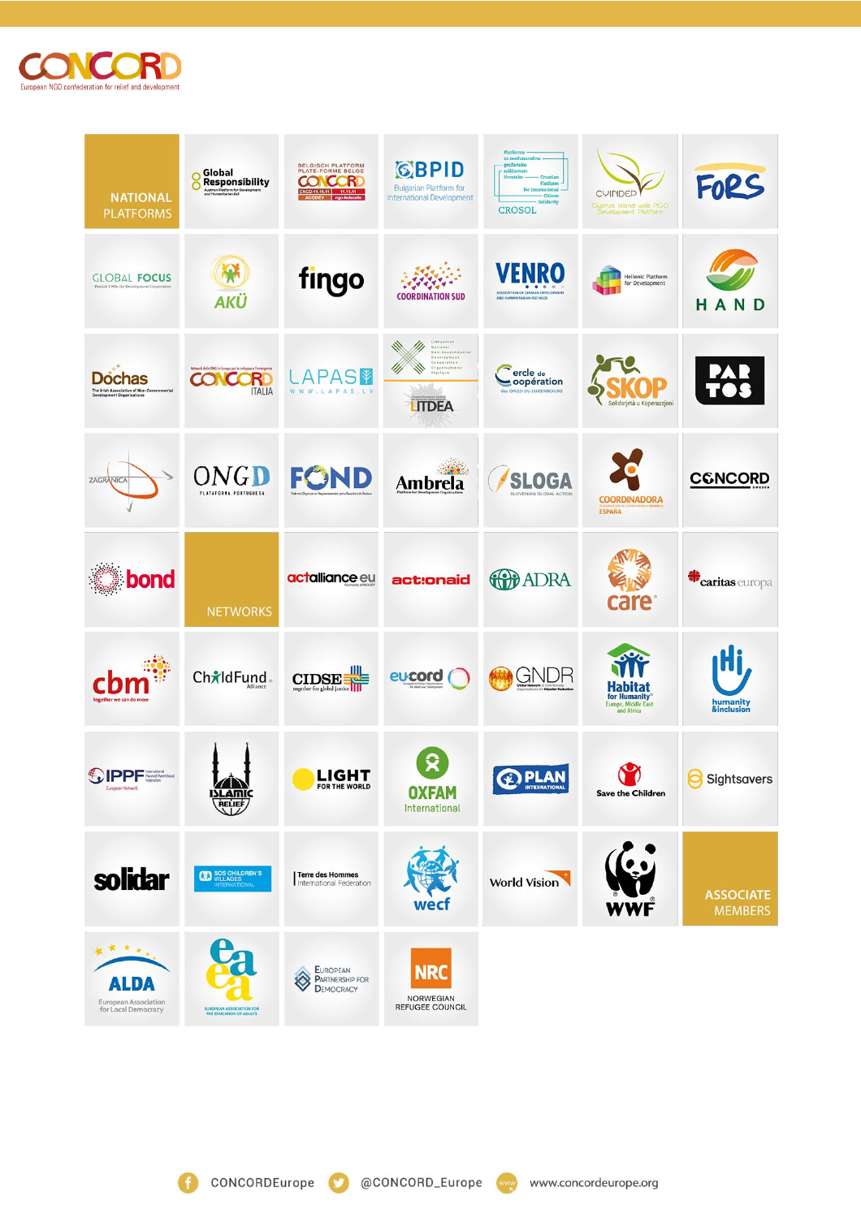CONCORD
European NGO confederation for relief and development

## NATIONAL PLATFORMS

Global Responsibility – Austrian Platform for Development and Humanitarian Aid

Belgisch Platform / Plate-forme Belge CONCORD – CNCD-11.11.11, ACODEV, 11.11.11, ngo-federatie

BPID – Bulgarian Platform for International Development

CROSOL – Platforma za međunarodnu građansku solidarnost Hrvatske / Croatian Platform for International Citizen Solidarity

CYINDEP – Cyprus Island wide NGO Development Platform

FoRS

GLOBAL FOCUS – Danish CSOs for Development Cooperation

AKÜ

fingo

COORDINATION SUD

VENRO – Association of German Development and Humanitarian Aid NGOs

Hellenic Platform for Development

HAND

Dóchas – The Irish Association of Non-Governmental Development Organisations

CONCORD ITALIA

LAPAS – www.lapas.lv

LITDEA – Lithuanian National Non-Governmental Development Cooperation Organisations' Platform

Cercle de Coopération des ONGD du Luxembourg

SKOP – Solidarjetà u Koperazzjoni

PARTOS

ZAGRANICA

ONGD – Plataforma Portuguesa

FOND

Ambrela – Platform for Development Organizations

SLOGA – Slovenian Global Action

COORDINADORA ESPAÑA

CONCORD SWEDEN

bond

## NETWORKS

actalliance eu

action aid

ADRA

care

caritas europa

cbm – together we can do more

ChildFund Alliance

CIDSE – together for global justice

eu-cord

GNDR – Global Network of Civil Society Organisations for Disaster Reduction

Habitat for Humanity – Europe, Middle East and Africa

humanity & inclusion

IPPF – European Network

Islamic Relief

LIGHT FOR THE WORLD

OXFAM International

PLAN International

Save the Children

Sightsavers

solidar

SOS Children's Villages International

Terre des Hommes International Federation

wecf

World Vision

WWF

## ASSOCIATE MEMBERS

ALDA – European Association for Local Democracy

eaea – European Association for the Education of Adults

European Partnership for Democracy

NRC – Norwegian Refugee Council

CONCORDEurope | @CONCORD_Europe | www.concordeurope.org